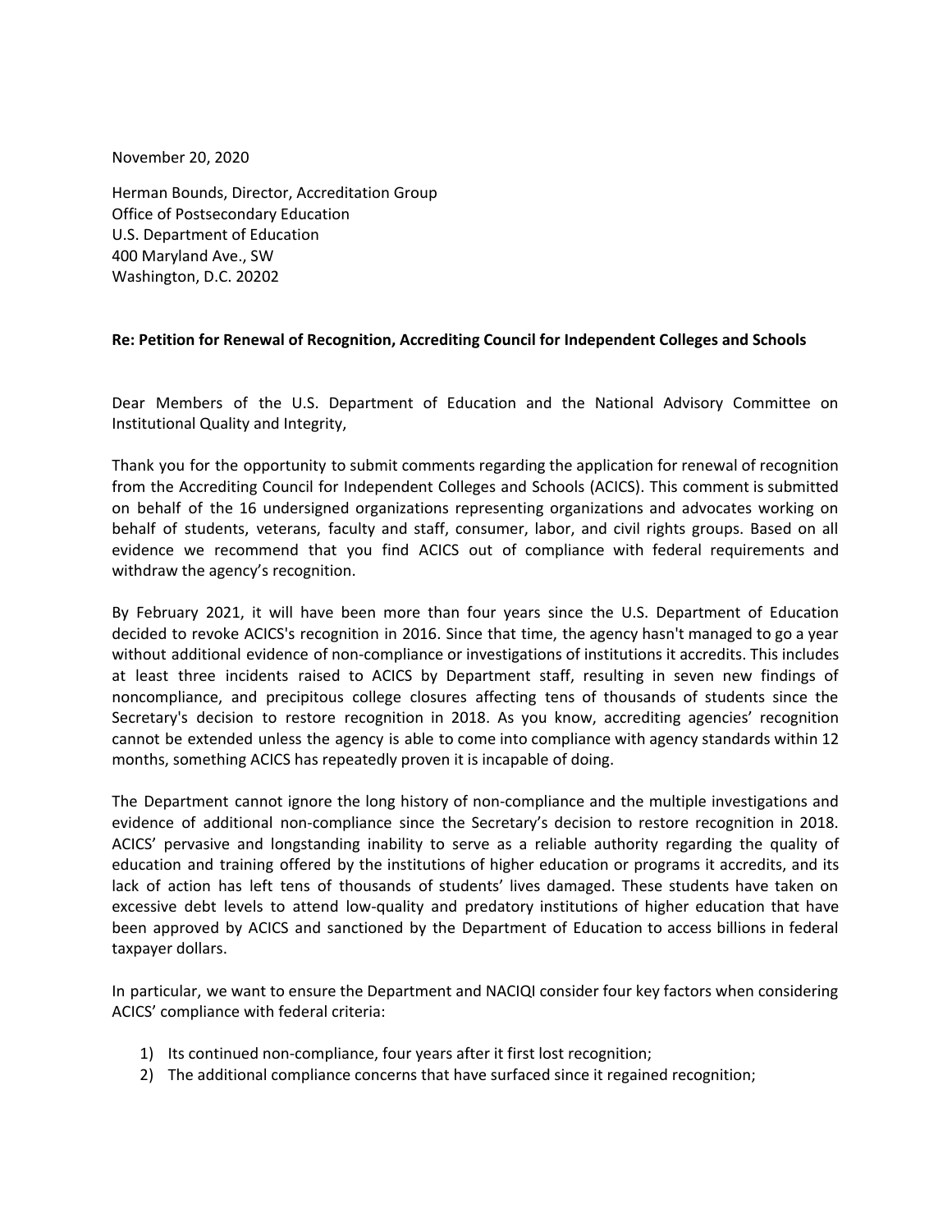November 20, 2020

Herman Bounds, Director, Accreditation Group
Office of Postsecondary Education
U.S. Department of Education
400 Maryland Ave., SW
Washington, D.C. 20202

**Re: Petition for Renewal of Recognition, Accrediting Council for Independent Colleges and Schools**

Dear Members of the U.S. Department of Education and the National Advisory Committee on Institutional Quality and Integrity,

Thank you for the opportunity to submit comments regarding the application for renewal of recognition from the Accrediting Council for Independent Colleges and Schools (ACICS). This comment is submitted on behalf of the 16 undersigned organizations representing organizations and advocates working on behalf of students, veterans, faculty and staff, consumer, labor, and civil rights groups. Based on all evidence we recommend that you find ACICS out of compliance with federal requirements and withdraw the agency's recognition.

By February 2021, it will have been more than four years since the U.S. Department of Education decided to revoke ACICS's recognition in 2016. Since that time, the agency hasn't managed to go a year without additional evidence of non-compliance or investigations of institutions it accredits. This includes at least three incidents raised to ACICS by Department staff, resulting in seven new findings of noncompliance, and precipitous college closures affecting tens of thousands of students since the Secretary's decision to restore recognition in 2018. As you know, accrediting agencies' recognition cannot be extended unless the agency is able to come into compliance with agency standards within 12 months, something ACICS has repeatedly proven it is incapable of doing.

The Department cannot ignore the long history of non-compliance and the multiple investigations and evidence of additional non-compliance since the Secretary's decision to restore recognition in 2018. ACICS' pervasive and longstanding inability to serve as a reliable authority regarding the quality of education and training offered by the institutions of higher education or programs it accredits, and its lack of action has left tens of thousands of students' lives damaged. These students have taken on excessive debt levels to attend low-quality and predatory institutions of higher education that have been approved by ACICS and sanctioned by the Department of Education to access billions in federal taxpayer dollars.

In particular, we want to ensure the Department and NACIQI consider four key factors when considering ACICS' compliance with federal criteria:

1) Its continued non-compliance, four years after it first lost recognition;
2) The additional compliance concerns that have surfaced since it regained recognition;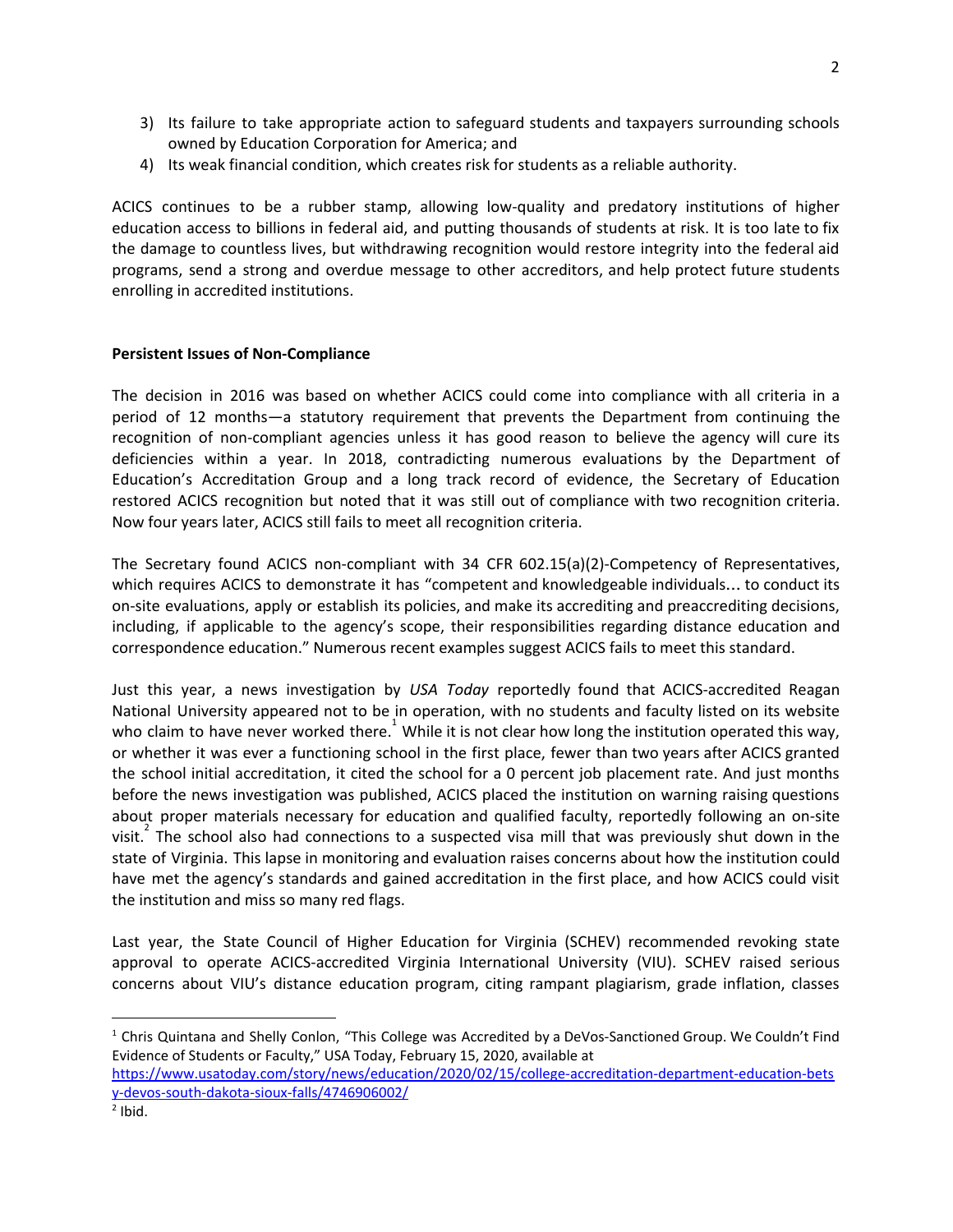3) Its failure to take appropriate action to safeguard students and taxpayers surrounding schools owned by Education Corporation for America; and
4) Its weak financial condition, which creates risk for students as a reliable authority.

ACICS continues to be a rubber stamp, allowing low-quality and predatory institutions of higher education access to billions in federal aid, and putting thousands of students at risk. It is too late to fix the damage to countless lives, but withdrawing recognition would restore integrity into the federal aid programs, send a strong and overdue message to other accreditors, and help protect future students enrolling in accredited institutions.

**Persistent Issues of Non-Compliance**

The decision in 2016 was based on whether ACICS could come into compliance with all criteria in a period of 12 months—a statutory requirement that prevents the Department from continuing the recognition of non-compliant agencies unless it has good reason to believe the agency will cure its deficiencies within a year. In 2018, contradicting numerous evaluations by the Department of Education's Accreditation Group and a long track record of evidence, the Secretary of Education restored ACICS recognition but noted that it was still out of compliance with two recognition criteria. Now four years later, ACICS still fails to meet all recognition criteria.

The Secretary found ACICS non-compliant with 34 CFR 602.15(a)(2)-Competency of Representatives, which requires ACICS to demonstrate it has "competent and knowledgeable individuals… to conduct its on-site evaluations, apply or establish its policies, and make its accrediting and preaccrediting decisions, including, if applicable to the agency's scope, their responsibilities regarding distance education and correspondence education." Numerous recent examples suggest ACICS fails to meet this standard.

Just this year, a news investigation by *USA Today* reportedly found that ACICS-accredited Reagan National University appeared not to be in operation, with no students and faculty listed on its website who claim to have never worked there.[1] While it is not clear how long the institution operated this way, or whether it was ever a functioning school in the first place, fewer than two years after ACICS granted the school initial accreditation, it cited the school for a 0 percent job placement rate. And just months before the news investigation was published, ACICS placed the institution on warning raising questions about proper materials necessary for education and qualified faculty, reportedly following an on-site visit.[2] The school also had connections to a suspected visa mill that was previously shut down in the state of Virginia. This lapse in monitoring and evaluation raises concerns about how the institution could have met the agency's standards and gained accreditation in the first place, and how ACICS could visit the institution and miss so many red flags.

Last year, the State Council of Higher Education for Virginia (SCHEV) recommended revoking state approval to operate ACICS-accredited Virginia International University (VIU). SCHEV raised serious concerns about VIU's distance education program, citing rampant plagiarism, grade inflation, classes

---

[1] Chris Quintana and Shelly Conlon, "This College was Accredited by a DeVos-Sanctioned Group. We Couldn't Find Evidence of Students or Faculty," USA Today, February 15, 2020, available at https://www.usatoday.com/story/news/education/2020/02/15/college-accreditation-department-education-betsy-devos-south-dakota-sioux-falls/4746906002/

[2] Ibid.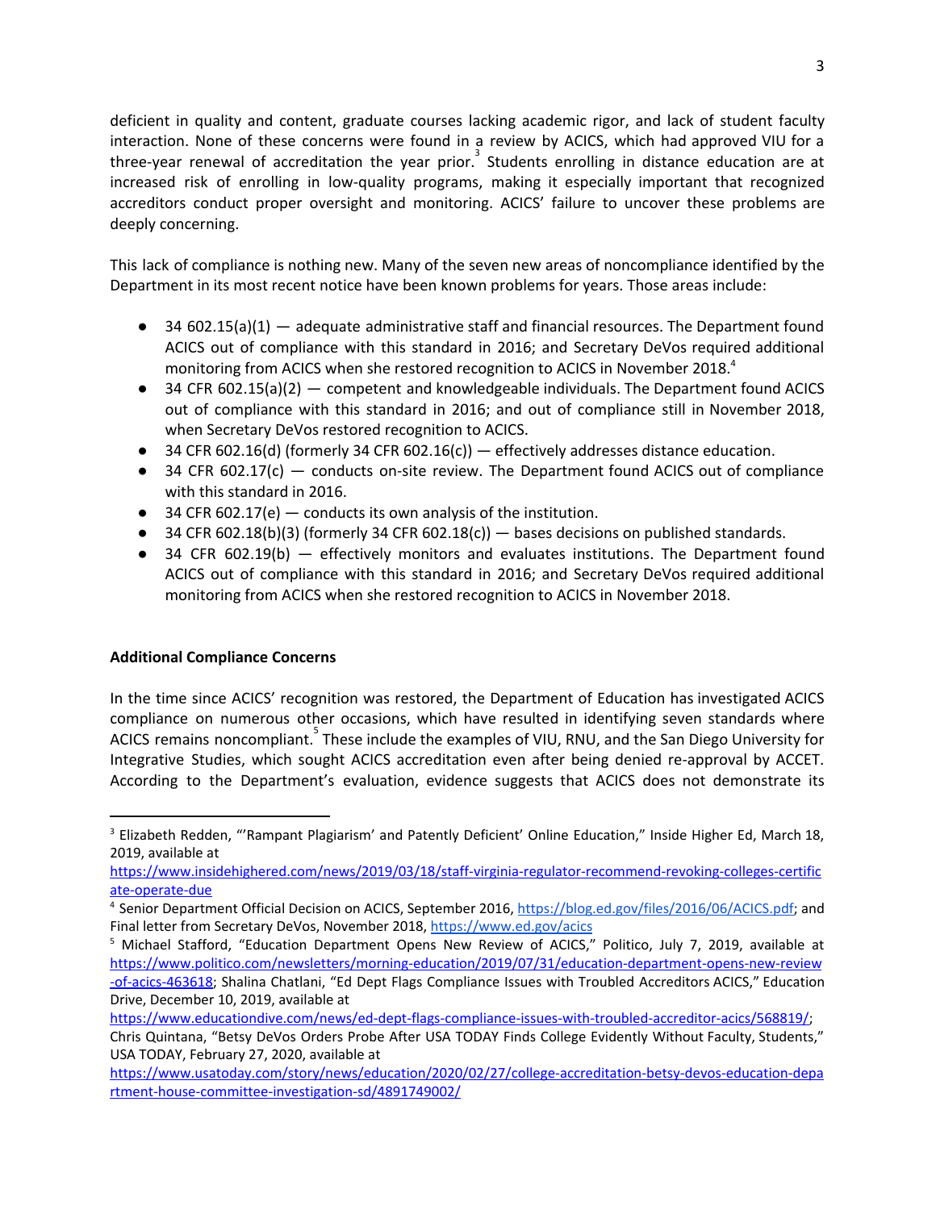deficient in quality and content, graduate courses lacking academic rigor, and lack of student faculty interaction. None of these concerns were found in a review by ACICS, which had approved VIU for a three-year renewal of accreditation the year prior.[3] Students enrolling in distance education are at increased risk of enrolling in low-quality programs, making it especially important that recognized accreditors conduct proper oversight and monitoring. ACICS' failure to uncover these problems are deeply concerning.

This lack of compliance is nothing new. Many of the seven new areas of noncompliance identified by the Department in its most recent notice have been known problems for years. Those areas include:

- 34 602.15(a)(1) — adequate administrative staff and financial resources. The Department found ACICS out of compliance with this standard in 2016; and Secretary DeVos required additional monitoring from ACICS when she restored recognition to ACICS in November 2018.[4]
- 34 CFR 602.15(a)(2) — competent and knowledgeable individuals. The Department found ACICS out of compliance with this standard in 2016; and out of compliance still in November 2018, when Secretary DeVos restored recognition to ACICS.
- 34 CFR 602.16(d) (formerly 34 CFR 602.16(c)) — effectively addresses distance education.
- 34 CFR 602.17(c) — conducts on-site review. The Department found ACICS out of compliance with this standard in 2016.
- 34 CFR 602.17(e) — conducts its own analysis of the institution.
- 34 CFR 602.18(b)(3) (formerly 34 CFR 602.18(c)) — bases decisions on published standards.
- 34 CFR 602.19(b) — effectively monitors and evaluates institutions. The Department found ACICS out of compliance with this standard in 2016; and Secretary DeVos required additional monitoring from ACICS when she restored recognition to ACICS in November 2018.

**Additional Compliance Concerns**

In the time since ACICS' recognition was restored, the Department of Education has investigated ACICS compliance on numerous other occasions, which have resulted in identifying seven standards where ACICS remains noncompliant.[5] These include the examples of VIU, RNU, and the San Diego University for Integrative Studies, which sought ACICS accreditation even after being denied re-approval by ACCET. According to the Department's evaluation, evidence suggests that ACICS does not demonstrate its

---

[3] Elizabeth Redden, "'Rampant Plagiarism' and Patently Deficient' Online Education," Inside Higher Ed, March 18, 2019, available at https://www.insidehighered.com/news/2019/03/18/staff-virginia-regulator-recommend-revoking-colleges-certificate-operate-due

[4] Senior Department Official Decision on ACICS, September 2016, https://blog.ed.gov/files/2016/06/ACICS.pdf; and Final letter from Secretary DeVos, November 2018, https://www.ed.gov/acics

[5] Michael Stafford, "Education Department Opens New Review of ACICS," Politico, July 7, 2019, available at https://www.politico.com/newsletters/morning-education/2019/07/31/education-department-opens-new-review-of-acics-463618; Shalina Chatlani, "Ed Dept Flags Compliance Issues with Troubled Accreditors ACICS," Education Drive, December 10, 2019, available at https://www.educationdive.com/news/ed-dept-flags-compliance-issues-with-troubled-accreditor-acics/568819/; Chris Quintana, "Betsy DeVos Orders Probe After USA TODAY Finds College Evidently Without Faculty, Students," USA TODAY, February 27, 2020, available at https://www.usatoday.com/story/news/education/2020/02/27/college-accreditation-betsy-devos-education-department-house-committee-investigation-sd/4891749002/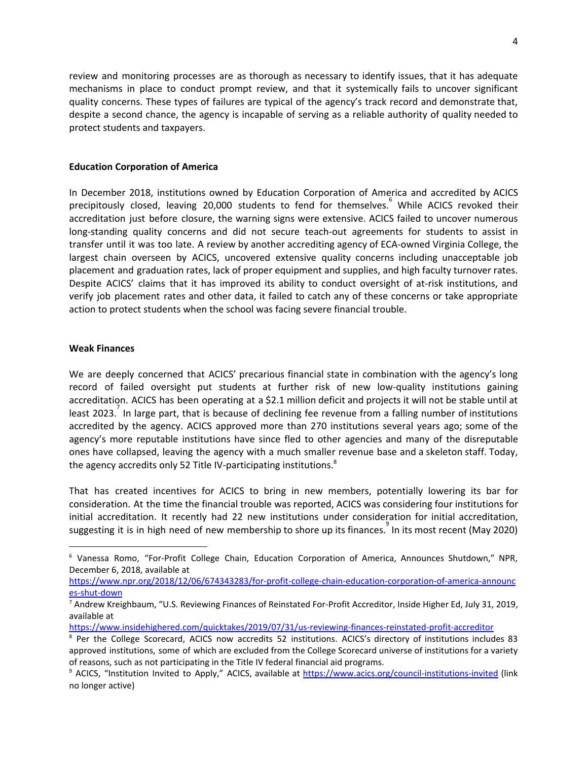review and monitoring processes are as thorough as necessary to identify issues, that it has adequate mechanisms in place to conduct prompt review, and that it systemically fails to uncover significant quality concerns. These types of failures are typical of the agency's track record and demonstrate that, despite a second chance, the agency is incapable of serving as a reliable authority of quality needed to protect students and taxpayers.

**Education Corporation of America**

In December 2018, institutions owned by Education Corporation of America and accredited by ACICS precipitously closed, leaving 20,000 students to fend for themselves.[6] While ACICS revoked their accreditation just before closure, the warning signs were extensive. ACICS failed to uncover numerous long-standing quality concerns and did not secure teach-out agreements for students to assist in transfer until it was too late. A review by another accrediting agency of ECA-owned Virginia College, the largest chain overseen by ACICS, uncovered extensive quality concerns including unacceptable job placement and graduation rates, lack of proper equipment and supplies, and high faculty turnover rates. Despite ACICS' claims that it has improved its ability to conduct oversight of at-risk institutions, and verify job placement rates and other data, it failed to catch any of these concerns or take appropriate action to protect students when the school was facing severe financial trouble.

**Weak Finances**

We are deeply concerned that ACICS' precarious financial state in combination with the agency's long record of failed oversight put students at further risk of new low-quality institutions gaining accreditation. ACICS has been operating at a $2.1 million deficit and projects it will not be stable until at least 2023.[7] In large part, that is because of declining fee revenue from a falling number of institutions accredited by the agency. ACICS approved more than 270 institutions several years ago; some of the agency's more reputable institutions have since fled to other agencies and many of the disreputable ones have collapsed, leaving the agency with a much smaller revenue base and a skeleton staff. Today, the agency accredits only 52 Title IV-participating institutions.[8]

That has created incentives for ACICS to bring in new members, potentially lowering its bar for consideration. At the time the financial trouble was reported, ACICS was considering four institutions for initial accreditation. It recently had 22 new institutions under consideration for initial accreditation, suggesting it is in high need of new membership to shore up its finances.[9] In its most recent (May 2020)

---

[6] Vanessa Romo, "For-Profit College Chain, Education Corporation of America, Announces Shutdown," NPR, December 6, 2018, available at https://www.npr.org/2018/12/06/674343283/for-profit-college-chain-education-corporation-of-america-announces-shut-down

[7] Andrew Kreighbaum, "U.S. Reviewing Finances of Reinstated For-Profit Accreditor, Inside Higher Ed, July 31, 2019, available at https://www.insidehighered.com/quicktakes/2019/07/31/us-reviewing-finances-reinstated-profit-accreditor

[8] Per the College Scorecard, ACICS now accredits 52 institutions. ACICS's directory of institutions includes 83 approved institutions, some of which are excluded from the College Scorecard universe of institutions for a variety of reasons, such as not participating in the Title IV federal financial aid programs.

[9] ACICS, "Institution Invited to Apply," ACICS, available at https://www.acics.org/council-institutions-invited (link no longer active)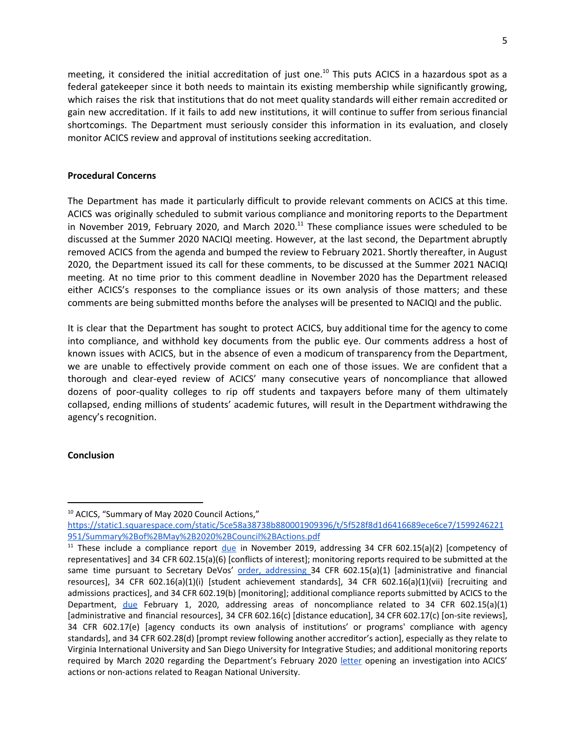meeting, it considered the initial accreditation of just one.[10] This puts ACICS in a hazardous spot as a federal gatekeeper since it both needs to maintain its existing membership while significantly growing, which raises the risk that institutions that do not meet quality standards will either remain accredited or gain new accreditation. If it fails to add new institutions, it will continue to suffer from serious financial shortcomings. The Department must seriously consider this information in its evaluation, and closely monitor ACICS review and approval of institutions seeking accreditation.

**Procedural Concerns**

The Department has made it particularly difficult to provide relevant comments on ACICS at this time. ACICS was originally scheduled to submit various compliance and monitoring reports to the Department in November 2019, February 2020, and March 2020.[11] These compliance issues were scheduled to be discussed at the Summer 2020 NACIQI meeting. However, at the last second, the Department abruptly removed ACICS from the agenda and bumped the review to February 2021. Shortly thereafter, in August 2020, the Department issued its call for these comments, to be discussed at the Summer 2021 NACIQI meeting. At no time prior to this comment deadline in November 2020 has the Department released either ACICS's responses to the compliance issues or its own analysis of those matters; and these comments are being submitted months before the analyses will be presented to NACIQI and the public.

It is clear that the Department has sought to protect ACICS, buy additional time for the agency to come into compliance, and withhold key documents from the public eye. Our comments address a host of known issues with ACICS, but in the absence of even a modicum of transparency from the Department, we are unable to effectively provide comment on each one of those issues. We are confident that a thorough and clear-eyed review of ACICS' many consecutive years of noncompliance that allowed dozens of poor-quality colleges to rip off students and taxpayers before many of them ultimately collapsed, ending millions of students' academic futures, will result in the Department withdrawing the agency's recognition.

**Conclusion**

---

[10] ACICS, "Summary of May 2020 Council Actions," https://static1.squarespace.com/static/5ce58a38738b880001909396/t/5f528f8d1d6416689ece6ce7/1599246221951/Summary%2Bof%2BMay%2B2020%2BCouncil%2BActions.pdf

[11] These include a compliance report due in November 2019, addressing 34 CFR 602.15(a)(2) [competency of representatives] and 34 CFR 602.15(a)(6) [conflicts of interest]; monitoring reports required to be submitted at the same time pursuant to Secretary DeVos' order, addressing 34 CFR 602.15(a)(1) [administrative and financial resources], 34 CFR 602.16(a)(1)(i) [student achievement standards], 34 CFR 602.16(a)(1)(vii) [recruiting and admissions practices], and 34 CFR 602.19(b) [monitoring]; additional compliance reports submitted by ACICS to the Department, due February 1, 2020, addressing areas of noncompliance related to 34 CFR 602.15(a)(1) [administrative and financial resources], 34 CFR 602.16(c) [distance education], 34 CFR 602.17(c) [on-site reviews], 34 CFR 602.17(e) [agency conducts its own analysis of institutions' or programs' compliance with agency standards], and 34 CFR 602.28(d) [prompt review following another accreditor's action], especially as they relate to Virginia International University and San Diego University for Integrative Studies; and additional monitoring reports required by March 2020 regarding the Department's February 2020 letter opening an investigation into ACICS' actions or non-actions related to Reagan National University.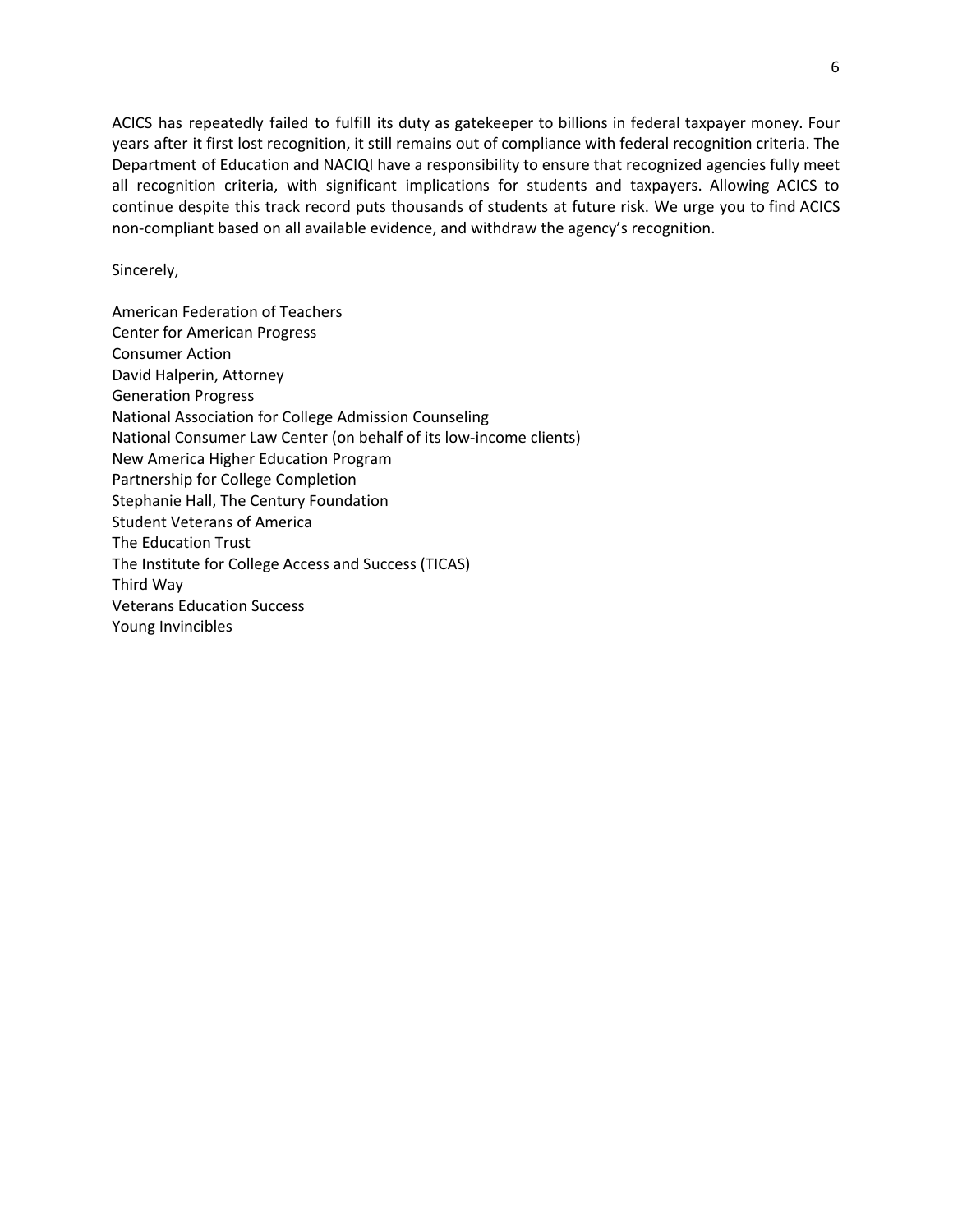ACICS has repeatedly failed to fulfill its duty as gatekeeper to billions in federal taxpayer money. Four years after it first lost recognition, it still remains out of compliance with federal recognition criteria. The Department of Education and NACIQI have a responsibility to ensure that recognized agencies fully meet all recognition criteria, with significant implications for students and taxpayers. Allowing ACICS to continue despite this track record puts thousands of students at future risk. We urge you to find ACICS non-compliant based on all available evidence, and withdraw the agency's recognition.

Sincerely,

American Federation of Teachers
Center for American Progress
Consumer Action
David Halperin, Attorney
Generation Progress
National Association for College Admission Counseling
National Consumer Law Center (on behalf of its low-income clients)
New America Higher Education Program
Partnership for College Completion
Stephanie Hall, The Century Foundation
Student Veterans of America
The Education Trust
The Institute for College Access and Success (TICAS)
Third Way
Veterans Education Success
Young Invincibles